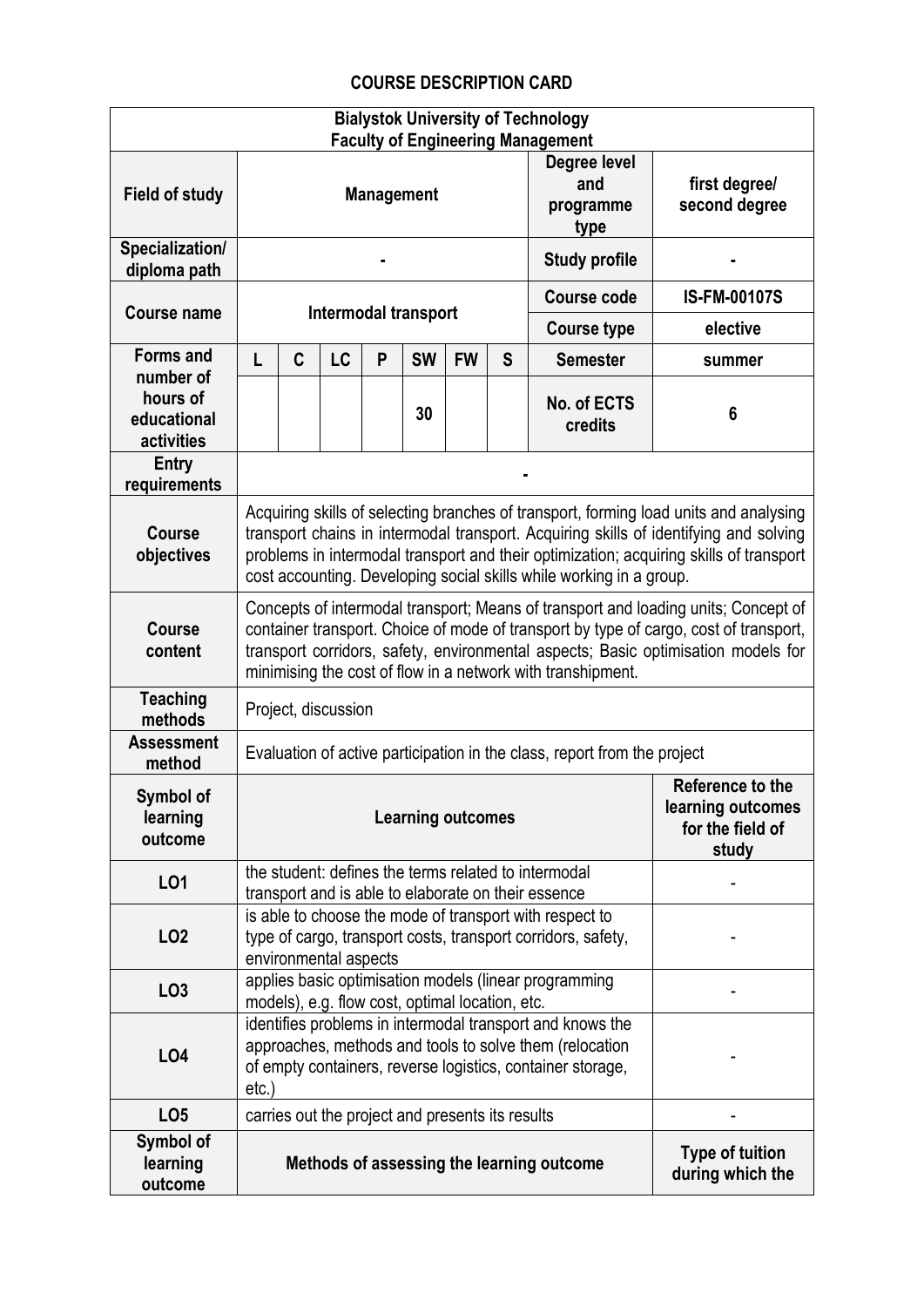# COURSE DESCRIPTION CARD

| Bialystok University of Technology<br>Faculty of Engineering Management | | | | | | | | | |
|---|---|---|---|---|---|---|---|---|---|
| **Field of study** | **Management** | | | | | | | **Degree level and programme type** | **first degree/ second degree** |
| **Specialization/ diploma path** | - | | | | | | | **Study profile** | - |
| **Course name** | **Intermodal transport** | | | | | | | **Course code** | **IS-FM-00107S** |
| | | | | | | | | **Course type** | **elective** |
| **Forms and number of hours of educational activities** | **L** | **C** | **LC** | **P** | **SW** | **FW** | **S** | **Semester** | **summer** |
| | | | | | 30 | | | **No. of ECTS credits** | **6** |
| **Entry requirements** | - | | | | | | | | |
| **Course objectives** | Acquiring skills of selecting branches of transport, forming load units and analysing transport chains in intermodal transport. Acquiring skills of identifying and solving problems in intermodal transport and their optimization; acquiring skills of transport cost accounting. Developing social skills while working in a group. | | | | | | | | |
| **Course content** | Concepts of intermodal transport; Means of transport and loading units; Concept of container transport. Choice of mode of transport by type of cargo, cost of transport, transport corridors, safety, environmental aspects; Basic optimisation models for minimising the cost of flow in a network with transhipment. | | | | | | | | |
| **Teaching methods** | Project, discussion | | | | | | | | |
| **Assessment method** | Evaluation of active participation in the class, report from the project | | | | | | | | |
| **Symbol of learning outcome** | **Learning outcomes** | | | | | | | | **Reference to the learning outcomes for the field of study** |
| **LO1** | the student: defines the terms related to intermodal transport and is able to elaborate on their essence | | | | | | | | - |
| **LO2** | is able to choose the mode of transport with respect to type of cargo, transport costs, transport corridors, safety, environmental aspects | | | | | | | | - |
| **LO3** | applies basic optimisation models (linear programming models), e.g. flow cost, optimal location, etc. | | | | | | | | - |
| **LO4** | identifies problems in intermodal transport and knows the approaches, methods and tools to solve them (relocation of empty containers, reverse logistics, container storage, etc.) | | | | | | | | - |
| **LO5** | carries out the project and presents its results | | | | | | | | - |
| **Symbol of learning outcome** | **Methods of assessing the learning outcome** | | | | | | | | **Type of tuition during which the** |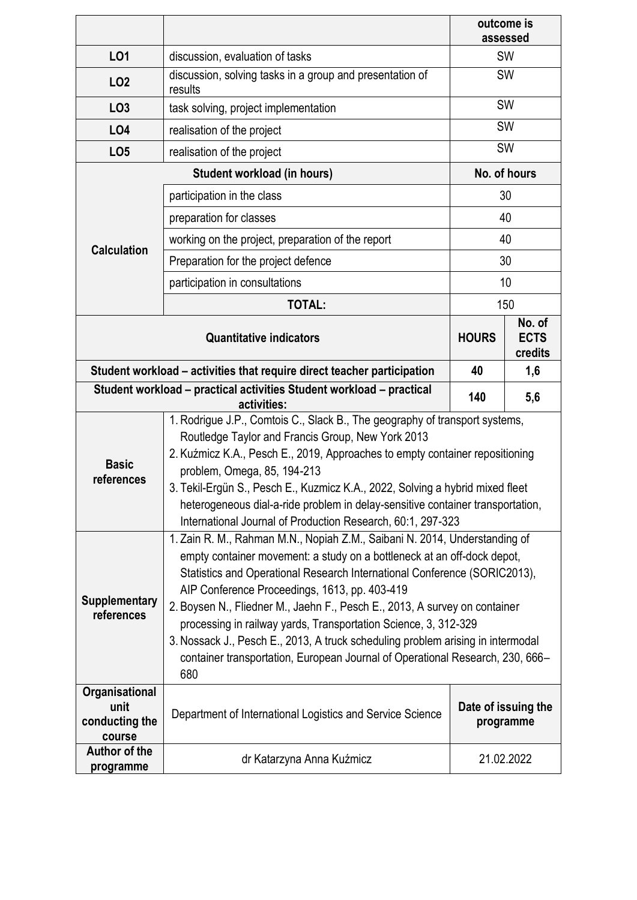| | | outcome is assessed | |
|---|---|---|---|
| **LO1** | discussion, evaluation of tasks | SW | |
| **LO2** | discussion, solving tasks in a group and presentation of results | SW | |
| **LO3** | task solving, project implementation | SW | |
| **LO4** | realisation of the project | SW | |
| **LO5** | realisation of the project | SW | |
| | **Student workload (in hours)** | **No. of hours** | |
| **Calculation** | participation in the class | 30 | |
| | preparation for classes | 40 | |
| | working on the project, preparation of the report | 40 | |
| | Preparation for the project defence | 30 | |
| | participation in consultations | 10 | |
| | **TOTAL:** | 150 | |
| **Quantitative indicators** | | **HOURS** | **No. of ECTS credits** |
| **Student workload – activities that require direct teacher participation** | | **40** | **1,6** |
| **Student workload – practical activities Student workload – practical activities:** | | **140** | **5,6** |
| **Basic references** | 1. Rodrigue J.P., Comtois C., Slack B., The geography of transport systems, Routledge Taylor and Francis Group, New York 2013<br>2. Kuźmicz K.A., Pesch E., 2019, Approaches to empty container repositioning problem, Omega, 85, 194-213<br>3. Tekil-Ergün S., Pesch E., Kuzmicz K.A., 2022, Solving a hybrid mixed fleet heterogeneous dial-a-ride problem in delay-sensitive container transportation, International Journal of Production Research, 60:1, 297-323 | | |
| **Supplementary references** | 1. Zain R. M., Rahman M.N., Nopiah Z.M., Saibani N. 2014, Understanding of empty container movement: a study on a bottleneck at an off-dock depot, Statistics and Operational Research International Conference (SORIC2013), AIP Conference Proceedings, 1613, pp. 403-419<br>2. Boysen N., Fliedner M., Jaehn F., Pesch E., 2013, A survey on container processing in railway yards, Transportation Science, 3, 312-329<br>3. Nossack J., Pesch E., 2013, A truck scheduling problem arising in intermodal container transportation, European Journal of Operational Research, 230, 666–680 | | |
| **Organisational unit conducting the course** | Department of International Logistics and Service Science | **Date of issuing the programme** | |
| **Author of the programme** | dr Katarzyna Anna Kuźmicz | 21.02.2022 | |